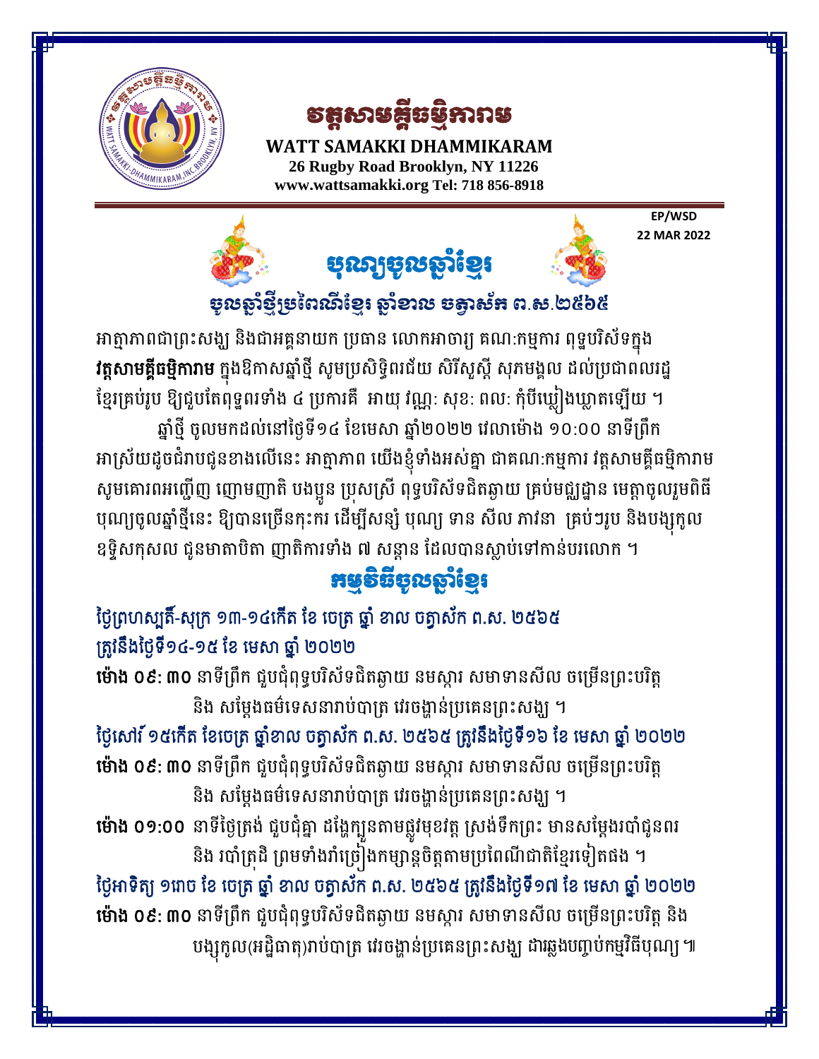# វត្តសាមគ្គីធម្មិការាម

**WATT SAMAKKI DHAMMIKARAM**
**26 Rugby Road Brooklyn, NY 11226**
**www.wattsamakki.org Tel: 718 856-8918**

**EP/WSD**
**22 MAR 2022**

## បុណ្យចូលឆ្នាំខ្មែរ

### ចូលឆ្នាំថ្មីប្រពៃណីខ្មែរ ឆ្នាំខាល ចត្វាស័ក ព.ស.២៥៦៥

អាត្មាភាពជាព្រះសង្ឃ និងជាអគ្គនាយក ប្រធាន លោកអាចារ្យ គណៈកម្មការ ពុទ្ធបរិស័ទក្នុង **វត្តសាមគ្គីធម្មិការាម** ក្នុងឱកាសឆ្នាំថ្មី សូមប្រសិទ្ធិពរជ័យ សិរីសួស្តី សុភមង្គល ដល់ប្រជាពលរដ្ឋខ្មែរគ្រប់រូប ឱ្យជួបតែពុទ្ធពរទាំង ៤ ប្រការគឺ អាយុ វណ្ណៈ សុខៈ ពលៈ កុំបីឃ្លៀងឃ្លាតឡើយ ។

ឆ្នាំថ្មី ចូលមកដល់នៅថ្ងៃទី១៤ ខែមេសា ឆ្នាំ២០២២ វេលាម៉ោង ១០:០០ នាទីព្រឹក អាស្រ័យដូចជំរាបជូនខាងលើនេះ អាត្មាភាព យើងខ្ញុំទាំងអស់គ្នា ជាគណៈកម្មការ វត្តសាមគ្គីធម្មិការាម សូមគោរពអញ្ជើញ ញោមញាតិ បងប្អូន ប្រុសស្រី ពុទ្ធបរិស័ទជិតឆ្ងាយ គ្រប់មជ្ឈដ្ឋាន មេត្តាចូលរួមពិធីបុណ្យចូលឆ្នាំថ្មីនេះ ឱ្យបានច្រើនកុះករ ដើម្បីសន្សំ បុណ្យ ទាន សីល ភាវនា គ្រប់ៗរូប និងបង្សុកូលឧទ្ទិសកុសល ជូនមាតាបិតា ញាតិការទាំង ៧ សន្តាន ដែលបានស្លាប់ទៅកាន់បរលោក ។

## កម្មវិធីចូលឆ្នាំខ្មែរ

**ថ្ងៃព្រហស្បតិ៍-សុក្រ ១៣-១៤កើត ខែ ចេត្រ ឆ្នាំ ខាល ចត្វាស័ក ព.ស. ២៥៦៥ ត្រូវនឹងថ្ងៃទី១៤-១៥ ខែ មេសា ឆ្នាំ ២០២២**

**ម៉ោង ០៩: ៣០** នាទីព្រឹក ជួបជុំពុទ្ធបរិស័ទជិតឆ្ងាយ នមស្ការ សមាទានសីល ចម្រើនព្រះបរិត្ត និង សម្តែងធម៌ទេសនារាប់បាត្រ វេរចង្ហាន់ប្រគេនព្រះសង្ឃ ។

**ថ្ងៃសៅរ៍ ១៥កើត ខែចេត្រ ឆ្នាំខាល ចត្វាស័ក ព.ស. ២៥៦៥ ត្រូវនឹងថ្ងៃទី១៦ ខែ មេសា ឆ្នាំ ២០២២**

**ម៉ោង ០៩: ៣០** នាទីព្រឹក ជួបជុំពុទ្ធបរិស័ទជិតឆ្ងាយ នមស្ការ សមាទានសីល ចម្រើនព្រះបរិត្ត និង សម្តែងធម៌ទេសនារាប់បាត្រ វេរចង្ហាន់ប្រគេនព្រះសង្ឃ ។

**ម៉ោង ០១:០០** នាទីថ្ងៃត្រង់ ជួបជុំគ្នា ដង្ហែក្បួនតាមផ្លូវមុខវត្ត ស្រង់ទឹកព្រះ មានសម្តែងរបាំជូនពរ និង របាំត្រុដិ ព្រមទាំងរាំច្រៀងកម្សាន្តចិត្តតាមប្រពៃណីជាតិខ្មែរទៀតផង ។

**ថ្ងៃអាទិត្យ ១រោច ខែ ចេត្រ ឆ្នាំ ខាល ចត្វាស័ក ព.ស. ២៥៦៥ ត្រូវនឹងថ្ងៃទី១៧ ខែ មេសា ឆ្នាំ ២០២២**

**ម៉ោង ០៩: ៣០** នាទីព្រឹក ជួបជុំពុទ្ធបរិស័ទជិតឆ្ងាយ នមស្ការ សមាទានសីល ចម្រើនព្រះបរិត្ត និង បង្សុកូល(អដ្ឋិធាតុ)រាប់បាត្រ វេរចង្ហាន់ប្រគេនព្រះសង្ឃ ជារឆ្លងបញ្ចប់កម្មវិធីបុណ្យ ៕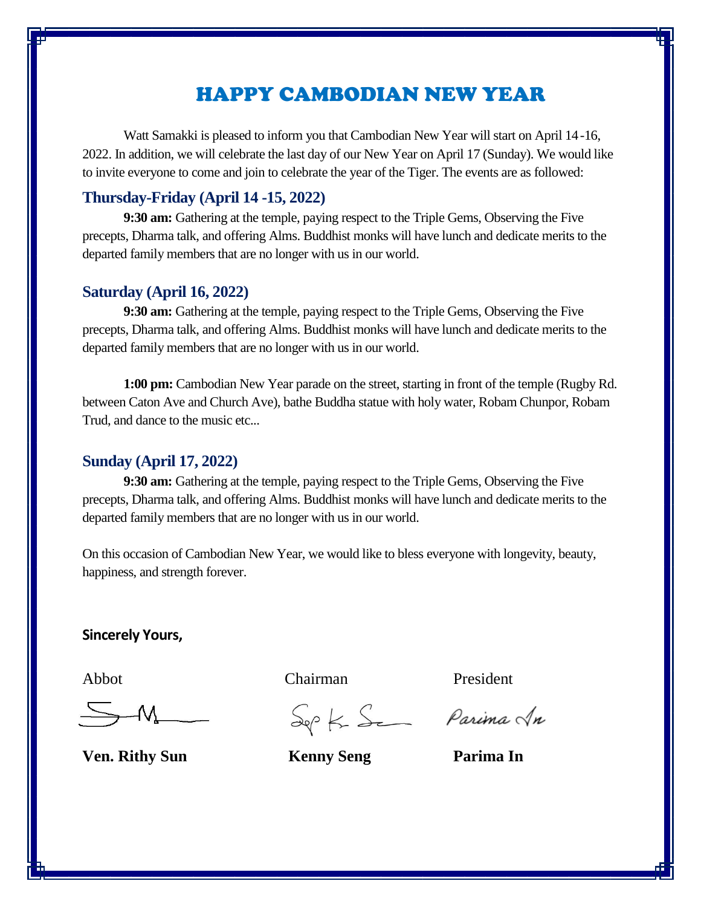# HAPPY CAMBODIAN NEW YEAR

Watt Samakki is pleased to inform you that Cambodian New Year will start on April 14-16, 2022. In addition, we will celebrate the last day of our New Year on April 17 (Sunday). We would like to invite everyone to come and join to celebrate the year of the Tiger. The events are as followed:

### Thursday-Friday (April 14 -15, 2022)

**9:30 am:** Gathering at the temple, paying respect to the Triple Gems, Observing the Five precepts, Dharma talk, and offering Alms. Buddhist monks will have lunch and dedicate merits to the departed family members that are no longer with us in our world.

### Saturday (April 16, 2022)

**9:30 am:** Gathering at the temple, paying respect to the Triple Gems, Observing the Five precepts, Dharma talk, and offering Alms. Buddhist monks will have lunch and dedicate merits to the departed family members that are no longer with us in our world.

**1:00 pm:** Cambodian New Year parade on the street, starting in front of the temple (Rugby Rd. between Caton Ave and Church Ave), bathe Buddha statue with holy water, Robam Chunpor, Robam Trud, and dance to the music etc...

### Sunday (April 17, 2022)

**9:30 am:** Gathering at the temple, paying respect to the Triple Gems, Observing the Five precepts, Dharma talk, and offering Alms. Buddhist monks will have lunch and dedicate merits to the departed family members that are no longer with us in our world.

On this occasion of Cambodian New Year, we would like to bless everyone with longevity, beauty, happiness, and strength forever.

**Sincerely Yours,**

| Abbot | Chairman | President |
|---|---|---|
| **Ven. Rithy Sun** | **Kenny Seng** | **Parima In** |